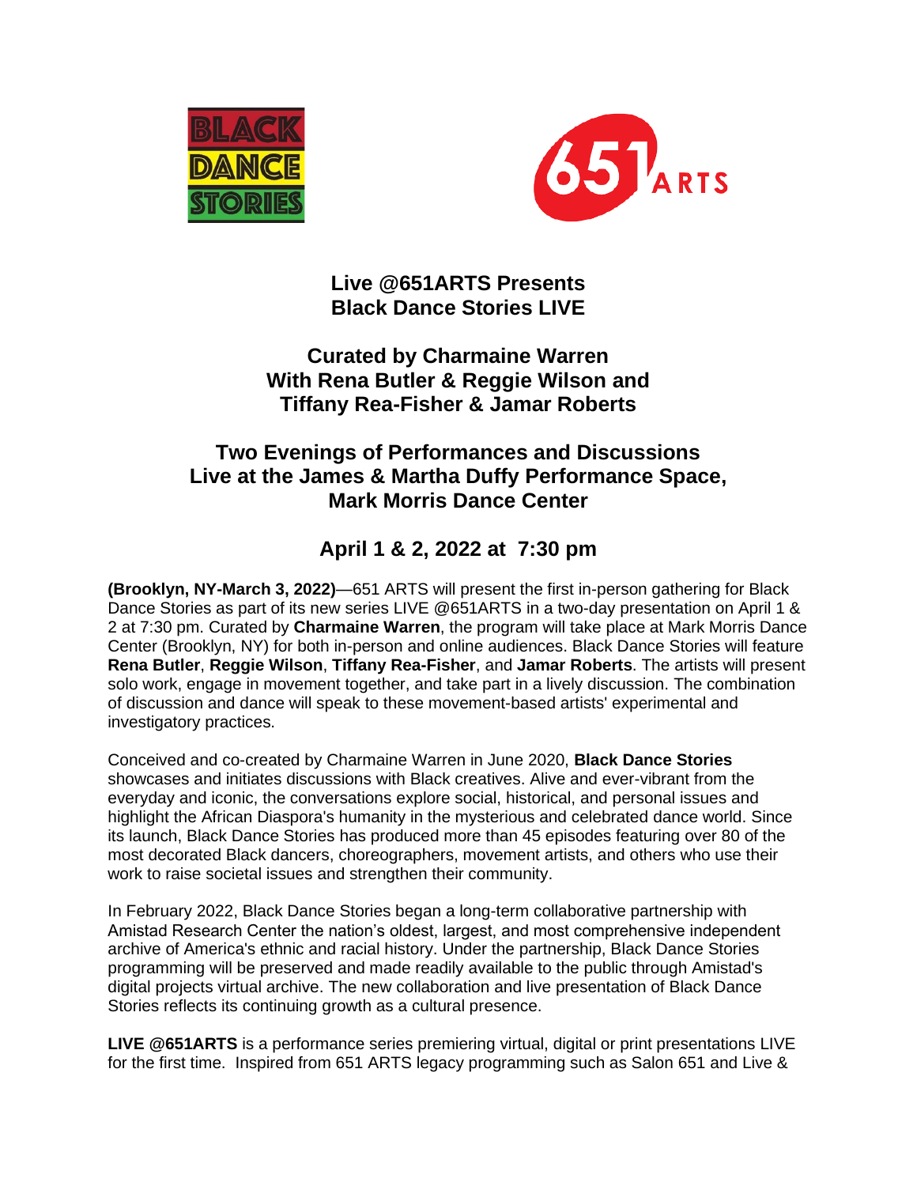# Live @651ARTS Presents
# Black Dance Stories LIVE

## Curated by Charmaine Warren
## With Rena Butler & Reggie Wilson and
## Tiffany Rea-Fisher & Jamar Roberts

## Two Evenings of Performances and Discussions
## Live at the James & Martha Duffy Performance Space,
## Mark Morris Dance Center

## April 1 & 2, 2022 at 7:30 pm

**(Brooklyn, NY-March 3, 2022)**—651 ARTS will present the first in-person gathering for Black Dance Stories as part of its new series LIVE @651ARTS in a two-day presentation on April 1 & 2 at 7:30 pm. Curated by **Charmaine Warren**, the program will take place at Mark Morris Dance Center (Brooklyn, NY) for both in-person and online audiences. Black Dance Stories will feature **Rena Butler**, **Reggie Wilson**, **Tiffany Rea-Fisher**, and **Jamar Roberts**. The artists will present solo work, engage in movement together, and take part in a lively discussion. The combination of discussion and dance will speak to these movement-based artists' experimental and investigatory practices.

Conceived and co-created by Charmaine Warren in June 2020, **Black Dance Stories** showcases and initiates discussions with Black creatives. Alive and ever-vibrant from the everyday and iconic, the conversations explore social, historical, and personal issues and highlight the African Diaspora's humanity in the mysterious and celebrated dance world. Since its launch, Black Dance Stories has produced more than 45 episodes featuring over 80 of the most decorated Black dancers, choreographers, movement artists, and others who use their work to raise societal issues and strengthen their community.

In February 2022, Black Dance Stories began a long-term collaborative partnership with Amistad Research Center the nation's oldest, largest, and most comprehensive independent archive of America's ethnic and racial history. Under the partnership, Black Dance Stories programming will be preserved and made readily available to the public through Amistad's digital projects virtual archive. The new collaboration and live presentation of Black Dance Stories reflects its continuing growth as a cultural presence.

**LIVE @651ARTS** is a performance series premiering virtual, digital or print presentations LIVE for the first time. Inspired from 651 ARTS legacy programming such as Salon 651 and Live &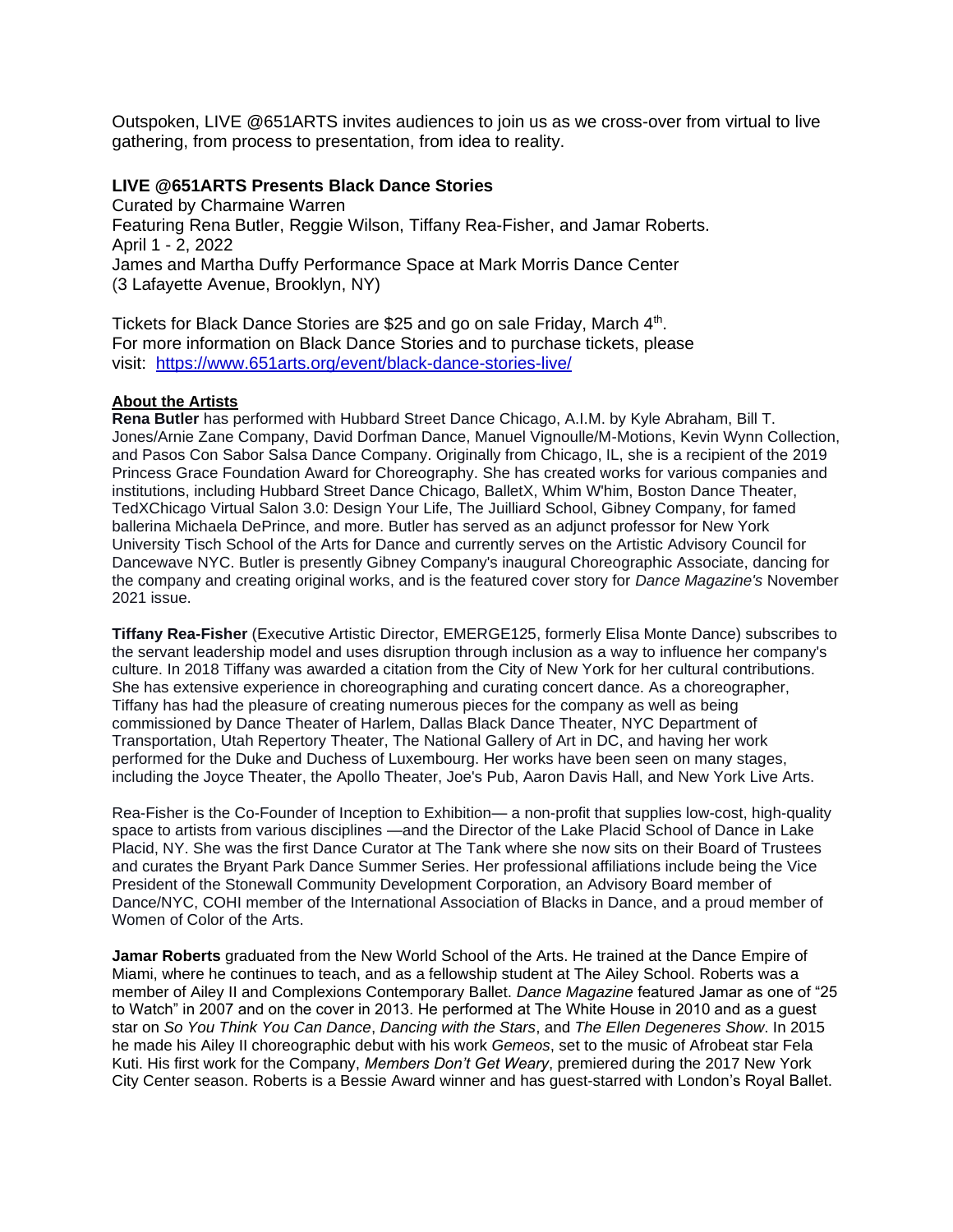Outspoken, LIVE @651ARTS invites audiences to join us as we cross-over from virtual to live gathering, from process to presentation, from idea to reality.

**LIVE @651ARTS Presents Black Dance Stories**
Curated by Charmaine Warren
Featuring Rena Butler, Reggie Wilson, Tiffany Rea-Fisher, and Jamar Roberts.
April 1 - 2, 2022
James and Martha Duffy Performance Space at Mark Morris Dance Center
(3 Lafayette Avenue, Brooklyn, NY)

Tickets for Black Dance Stories are $25 and go on sale Friday, March 4th.
For more information on Black Dance Stories and to purchase tickets, please visit: https://www.651arts.org/event/black-dance-stories-live/

**About the Artists**

**Rena Butler** has performed with Hubbard Street Dance Chicago, A.I.M. by Kyle Abraham, Bill T. Jones/Arnie Zane Company, David Dorfman Dance, Manuel Vignoulle/M-Motions, Kevin Wynn Collection, and Pasos Con Sabor Salsa Dance Company. Originally from Chicago, IL, she is a recipient of the 2019 Princess Grace Foundation Award for Choreography. She has created works for various companies and institutions, including Hubbard Street Dance Chicago, BalletX, Whim W'him, Boston Dance Theater, TedXChicago Virtual Salon 3.0: Design Your Life, The Juilliard School, Gibney Company, for famed ballerina Michaela DePrince, and more. Butler has served as an adjunct professor for New York University Tisch School of the Arts for Dance and currently serves on the Artistic Advisory Council for Dancewave NYC. Butler is presently Gibney Company's inaugural Choreographic Associate, dancing for the company and creating original works, and is the featured cover story for *Dance Magazine's* November 2021 issue.

**Tiffany Rea-Fisher** (Executive Artistic Director, EMERGE125, formerly Elisa Monte Dance) subscribes to the servant leadership model and uses disruption through inclusion as a way to influence her company's culture. In 2018 Tiffany was awarded a citation from the City of New York for her cultural contributions. She has extensive experience in choreographing and curating concert dance. As a choreographer, Tiffany has had the pleasure of creating numerous pieces for the company as well as being commissioned by Dance Theater of Harlem, Dallas Black Dance Theater, NYC Department of Transportation, Utah Repertory Theater, The National Gallery of Art in DC, and having her work performed for the Duke and Duchess of Luxembourg. Her works have been seen on many stages, including the Joyce Theater, the Apollo Theater, Joe's Pub, Aaron Davis Hall, and New York Live Arts.

Rea-Fisher is the Co-Founder of Inception to Exhibition— a non-profit that supplies low-cost, high-quality space to artists from various disciplines —and the Director of the Lake Placid School of Dance in Lake Placid, NY. She was the first Dance Curator at The Tank where she now sits on their Board of Trustees and curates the Bryant Park Dance Summer Series. Her professional affiliations include being the Vice President of the Stonewall Community Development Corporation, an Advisory Board member of Dance/NYC, COHI member of the International Association of Blacks in Dance, and a proud member of Women of Color of the Arts.

**Jamar Roberts** graduated from the New World School of the Arts. He trained at the Dance Empire of Miami, where he continues to teach, and as a fellowship student at The Ailey School. Roberts was a member of Ailey II and Complexions Contemporary Ballet. *Dance Magazine* featured Jamar as one of "25 to Watch" in 2007 and on the cover in 2013. He performed at The White House in 2010 and as a guest star on *So You Think You Can Dance*, *Dancing with the Stars*, and *The Ellen Degeneres Show*. In 2015 he made his Ailey II choreographic debut with his work *Gemeos*, set to the music of Afrobeat star Fela Kuti. His first work for the Company, *Members Don't Get Weary*, premiered during the 2017 New York City Center season. Roberts is a Bessie Award winner and has guest-starred with London's Royal Ballet.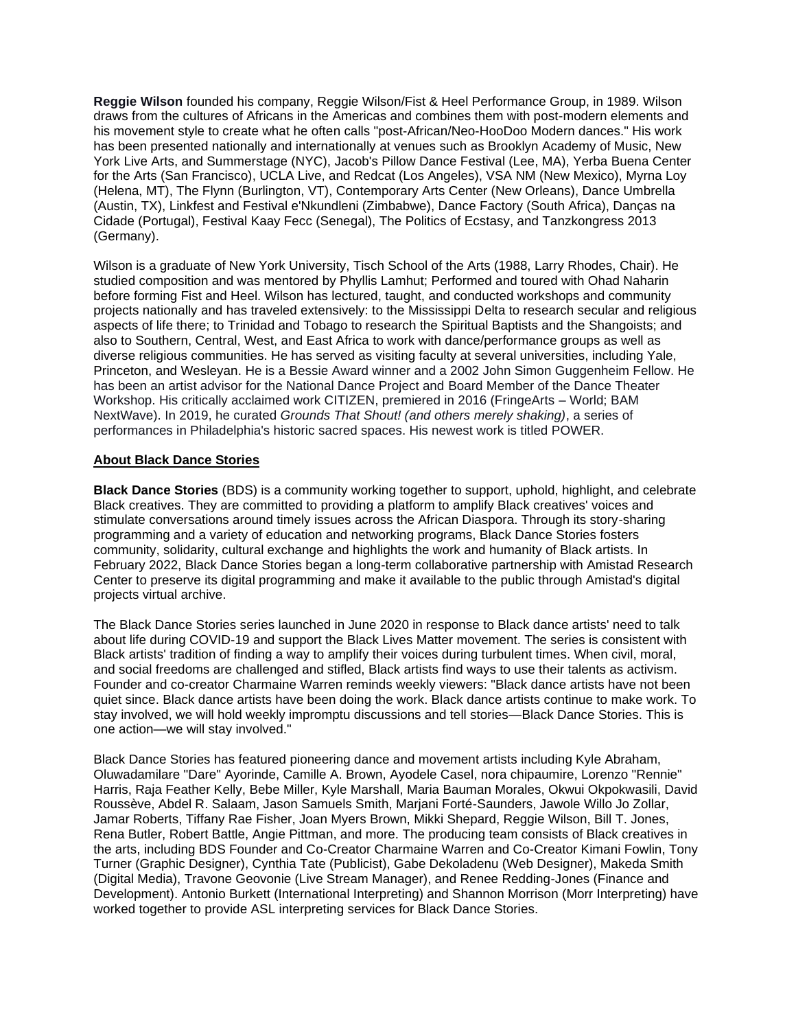**Reggie Wilson** founded his company, Reggie Wilson/Fist & Heel Performance Group, in 1989. Wilson draws from the cultures of Africans in the Americas and combines them with post-modern elements and his movement style to create what he often calls "post-African/Neo-HooDoo Modern dances." His work has been presented nationally and internationally at venues such as Brooklyn Academy of Music, New York Live Arts, and Summerstage (NYC), Jacob's Pillow Dance Festival (Lee, MA), Yerba Buena Center for the Arts (San Francisco), UCLA Live, and Redcat (Los Angeles), VSA NM (New Mexico), Myrna Loy (Helena, MT), The Flynn (Burlington, VT), Contemporary Arts Center (New Orleans), Dance Umbrella (Austin, TX), Linkfest and Festival e'Nkundleni (Zimbabwe), Dance Factory (South Africa), Danças na Cidade (Portugal), Festival Kaay Fecc (Senegal), The Politics of Ecstasy, and Tanzkongress 2013 (Germany).

Wilson is a graduate of New York University, Tisch School of the Arts (1988, Larry Rhodes, Chair). He studied composition and was mentored by Phyllis Lamhut; Performed and toured with Ohad Naharin before forming Fist and Heel. Wilson has lectured, taught, and conducted workshops and community projects nationally and has traveled extensively: to the Mississippi Delta to research secular and religious aspects of life there; to Trinidad and Tobago to research the Spiritual Baptists and the Shangoists; and also to Southern, Central, West, and East Africa to work with dance/performance groups as well as diverse religious communities. He has served as visiting faculty at several universities, including Yale, Princeton, and Wesleyan. He is a Bessie Award winner and a 2002 John Simon Guggenheim Fellow. He has been an artist advisor for the National Dance Project and Board Member of the Dance Theater Workshop. His critically acclaimed work CITIZEN, premiered in 2016 (FringeArts – World; BAM NextWave). In 2019, he curated *Grounds That Shout! (and others merely shaking)*, a series of performances in Philadelphia's historic sacred spaces. His newest work is titled POWER.

## About Black Dance Stories

**Black Dance Stories** (BDS) is a community working together to support, uphold, highlight, and celebrate Black creatives. They are committed to providing a platform to amplify Black creatives' voices and stimulate conversations around timely issues across the African Diaspora. Through its story-sharing programming and a variety of education and networking programs, Black Dance Stories fosters community, solidarity, cultural exchange and highlights the work and humanity of Black artists. In February 2022, Black Dance Stories began a long-term collaborative partnership with Amistad Research Center to preserve its digital programming and make it available to the public through Amistad's digital projects virtual archive.

The Black Dance Stories series launched in June 2020 in response to Black dance artists' need to talk about life during COVID-19 and support the Black Lives Matter movement. The series is consistent with Black artists' tradition of finding a way to amplify their voices during turbulent times. When civil, moral, and social freedoms are challenged and stifled, Black artists find ways to use their talents as activism. Founder and co-creator Charmaine Warren reminds weekly viewers: "Black dance artists have not been quiet since. Black dance artists have been doing the work. Black dance artists continue to make work. To stay involved, we will hold weekly impromptu discussions and tell stories—Black Dance Stories. This is one action—we will stay involved."

Black Dance Stories has featured pioneering dance and movement artists including Kyle Abraham, Oluwadamilare "Dare" Ayorinde, Camille A. Brown, Ayodele Casel, nora chipaumire, Lorenzo "Rennie" Harris, Raja Feather Kelly, Bebe Miller, Kyle Marshall, Maria Bauman Morales, Okwui Okpokwasili, David Roussève, Abdel R. Salaam, Jason Samuels Smith, Marjani Forté-Saunders, Jawole Willo Jo Zollar, Jamar Roberts, Tiffany Rae Fisher, Joan Myers Brown, Mikki Shepard, Reggie Wilson, Bill T. Jones, Rena Butler, Robert Battle, Angie Pittman, and more. The producing team consists of Black creatives in the arts, including BDS Founder and Co-Creator Charmaine Warren and Co-Creator Kimani Fowlin, Tony Turner (Graphic Designer), Cynthia Tate (Publicist), Gabe Dekoladenu (Web Designer), Makeda Smith (Digital Media), Travone Geovonie (Live Stream Manager), and Renee Redding-Jones (Finance and Development). Antonio Burkett (International Interpreting) and Shannon Morrison (Morr Interpreting) have worked together to provide ASL interpreting services for Black Dance Stories.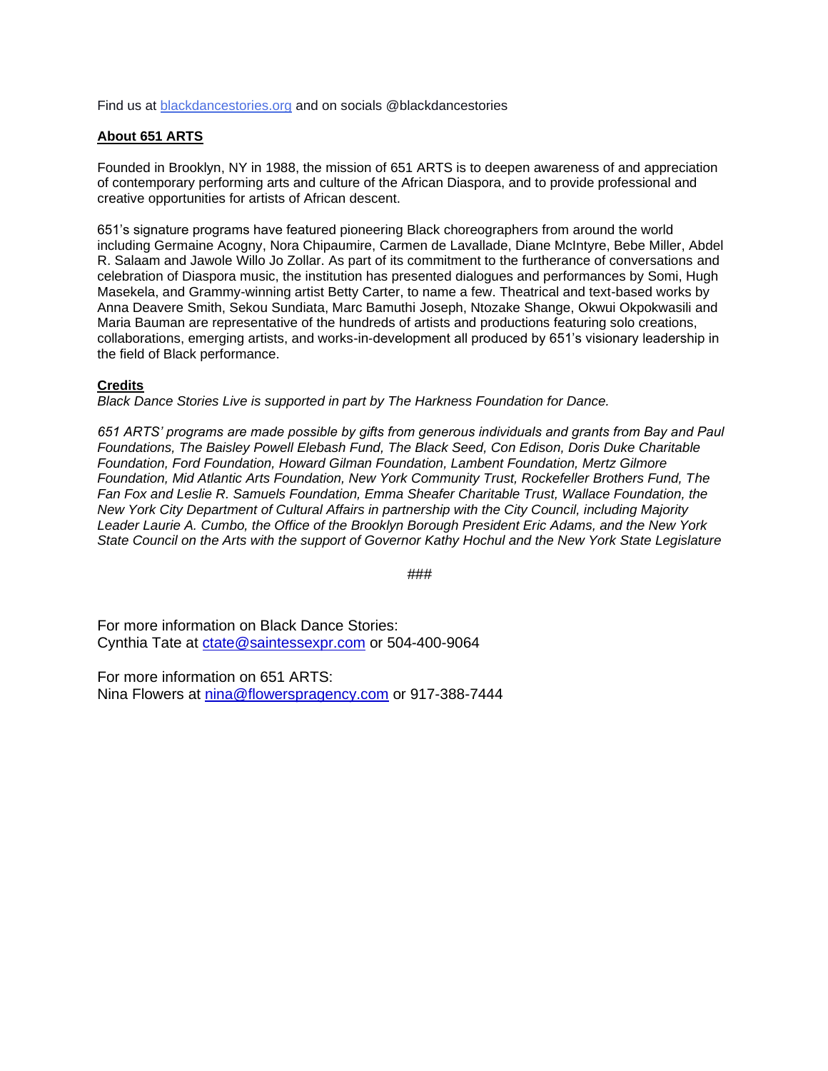Find us at blackdancestories.org and on socials @blackdancestories

## **About 651 ARTS**

Founded in Brooklyn, NY in 1988, the mission of 651 ARTS is to deepen awareness of and appreciation of contemporary performing arts and culture of the African Diaspora, and to provide professional and creative opportunities for artists of African descent.

651's signature programs have featured pioneering Black choreographers from around the world including Germaine Acogny, Nora Chipaumire, Carmen de Lavallade, Diane McIntyre, Bebe Miller, Abdel R. Salaam and Jawole Willo Jo Zollar. As part of its commitment to the furtherance of conversations and celebration of Diaspora music, the institution has presented dialogues and performances by Somi, Hugh Masekela, and Grammy-winning artist Betty Carter, to name a few. Theatrical and text-based works by Anna Deavere Smith, Sekou Sundiata, Marc Bamuthi Joseph, Ntozake Shange, Okwui Okpokwasili and Maria Bauman are representative of the hundreds of artists and productions featuring solo creations, collaborations, emerging artists, and works-in-development all produced by 651's visionary leadership in the field of Black performance.

## **Credits**

*Black Dance Stories Live is supported in part by The Harkness Foundation for Dance.*

*651 ARTS' programs are made possible by gifts from generous individuals and grants from Bay and Paul Foundations, The Baisley Powell Elebash Fund, The Black Seed, Con Edison, Doris Duke Charitable Foundation, Ford Foundation, Howard Gilman Foundation, Lambent Foundation, Mertz Gilmore Foundation, Mid Atlantic Arts Foundation, New York Community Trust, Rockefeller Brothers Fund, The Fan Fox and Leslie R. Samuels Foundation, Emma Sheafer Charitable Trust, Wallace Foundation, the New York City Department of Cultural Affairs in partnership with the City Council, including Majority Leader Laurie A. Cumbo, the Office of the Brooklyn Borough President Eric Adams, and the New York State Council on the Arts with the support of Governor Kathy Hochul and the New York State Legislature*

###

For more information on Black Dance Stories:
Cynthia Tate at ctate@saintessexpr.com or 504-400-9064

For more information on 651 ARTS:
Nina Flowers at nina@flowerspragency.com or 917-388-7444